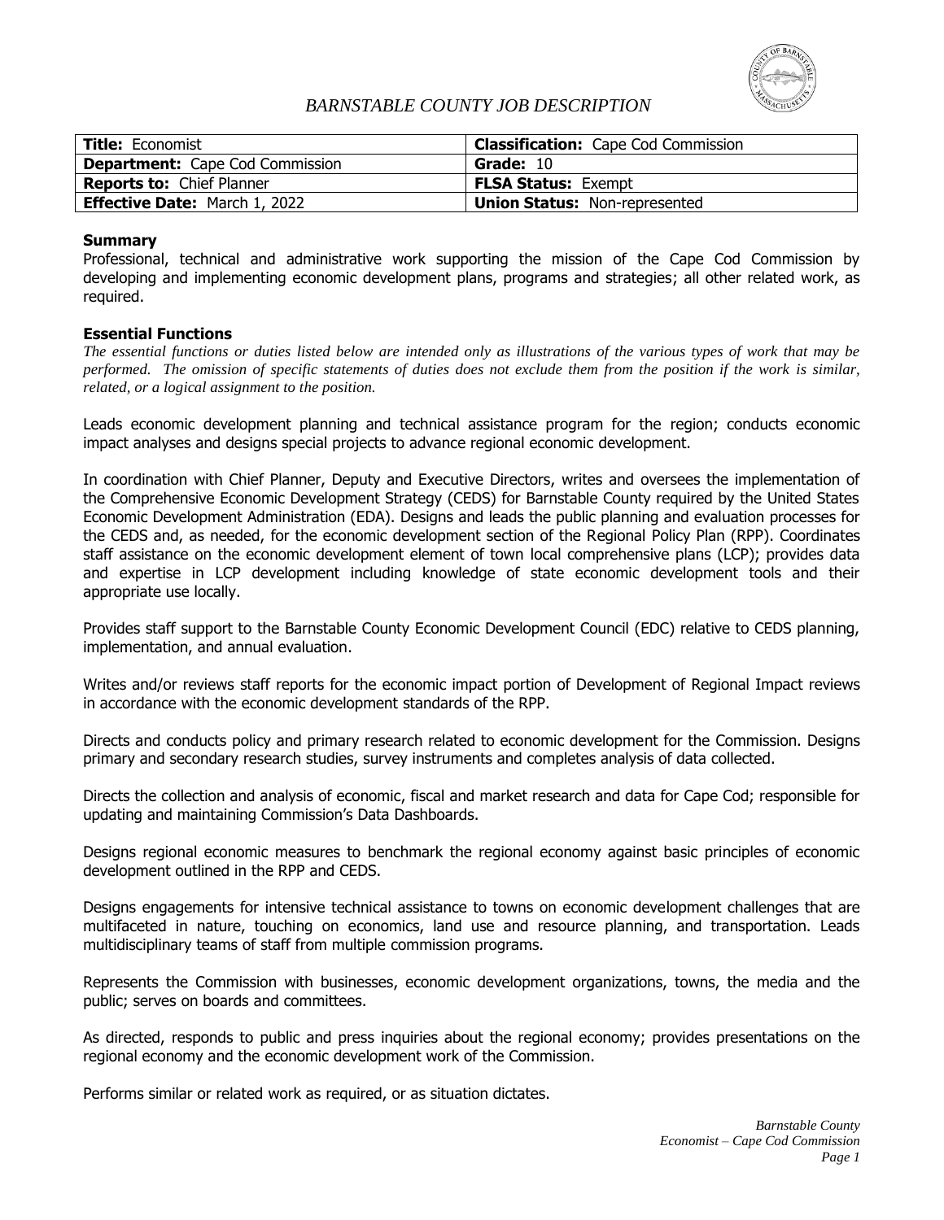*BARNSTABLE COUNTY JOB DESCRIPTION*

| **Title:** Economist | **Classification:** Cape Cod Commission |
|---|---|
| **Department:** Cape Cod Commission | **Grade:** 10 |
| **Reports to:** Chief Planner | **FLSA Status:** Exempt |
| **Effective Date:** March 1, 2022 | **Union Status:** Non-represented |

**Summary**

Professional, technical and administrative work supporting the mission of the Cape Cod Commission by developing and implementing economic development plans, programs and strategies; all other related work, as required.

**Essential Functions**

*The essential functions or duties listed below are intended only as illustrations of the various types of work that may be performed. The omission of specific statements of duties does not exclude them from the position if the work is similar, related, or a logical assignment to the position.*

Leads economic development planning and technical assistance program for the region; conducts economic impact analyses and designs special projects to advance regional economic development.

In coordination with Chief Planner, Deputy and Executive Directors, writes and oversees the implementation of the Comprehensive Economic Development Strategy (CEDS) for Barnstable County required by the United States Economic Development Administration (EDA). Designs and leads the public planning and evaluation processes for the CEDS and, as needed, for the economic development section of the Regional Policy Plan (RPP). Coordinates staff assistance on the economic development element of town local comprehensive plans (LCP); provides data and expertise in LCP development including knowledge of state economic development tools and their appropriate use locally.

Provides staff support to the Barnstable County Economic Development Council (EDC) relative to CEDS planning, implementation, and annual evaluation.

Writes and/or reviews staff reports for the economic impact portion of Development of Regional Impact reviews in accordance with the economic development standards of the RPP.

Directs and conducts policy and primary research related to economic development for the Commission. Designs primary and secondary research studies, survey instruments and completes analysis of data collected.

Directs the collection and analysis of economic, fiscal and market research and data for Cape Cod; responsible for updating and maintaining Commission's Data Dashboards.

Designs regional economic measures to benchmark the regional economy against basic principles of economic development outlined in the RPP and CEDS.

Designs engagements for intensive technical assistance to towns on economic development challenges that are multifaceted in nature, touching on economics, land use and resource planning, and transportation. Leads multidisciplinary teams of staff from multiple commission programs.

Represents the Commission with businesses, economic development organizations, towns, the media and the public; serves on boards and committees.

As directed, responds to public and press inquiries about the regional economy; provides presentations on the regional economy and the economic development work of the Commission.

Performs similar or related work as required, or as situation dictates.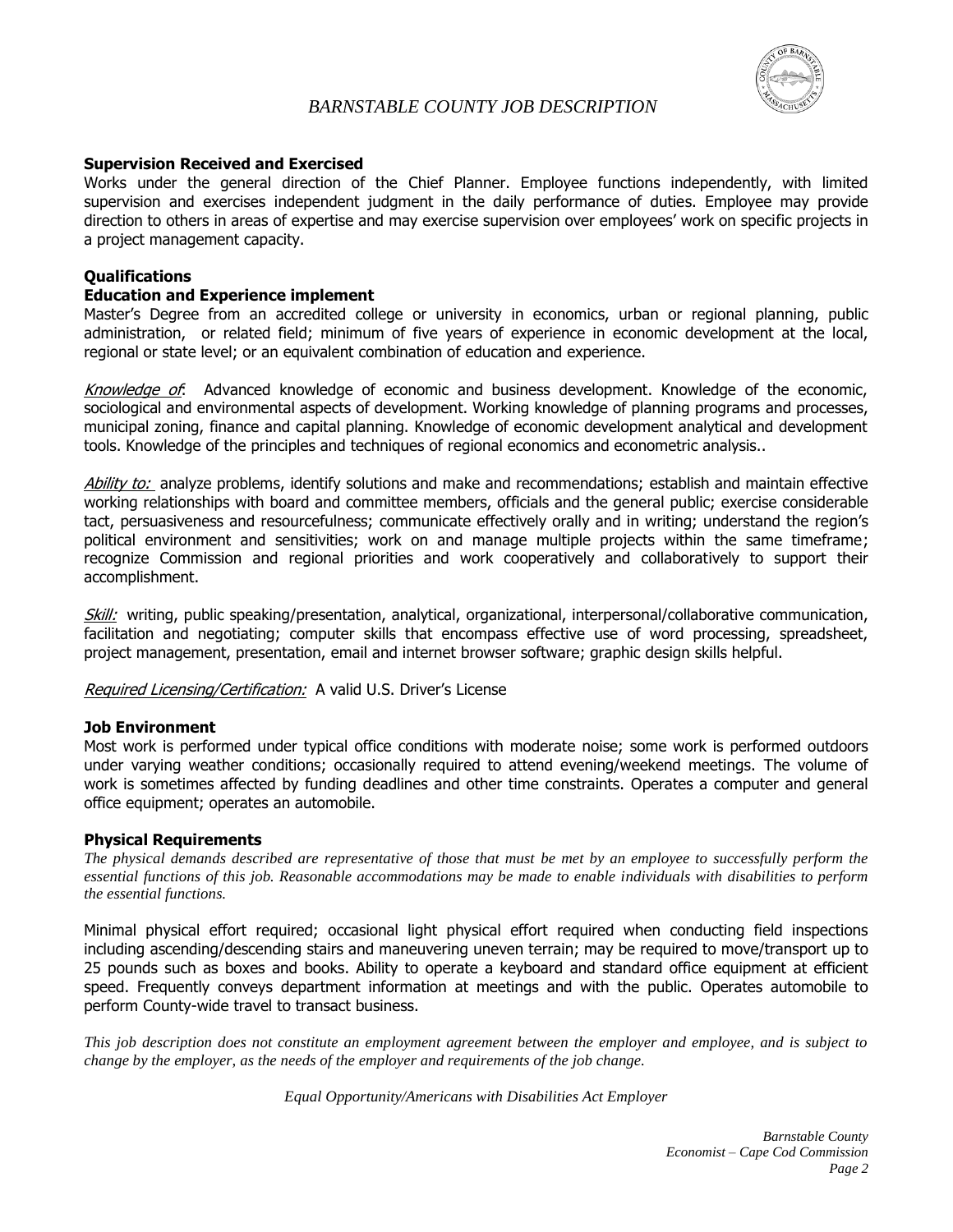**Supervision Received and Exercised**

Works under the general direction of the Chief Planner. Employee functions independently, with limited supervision and exercises independent judgment in the daily performance of duties. Employee may provide direction to others in areas of expertise and may exercise supervision over employees' work on specific projects in a project management capacity.

**Qualifications**

**Education and Experience implement**

Master's Degree from an accredited college or university in economics, urban or regional planning, public administration, or related field; minimum of five years of experience in economic development at the local, regional or state level; or an equivalent combination of education and experience.

*Knowledge of*: Advanced knowledge of economic and business development. Knowledge of the economic, sociological and environmental aspects of development. Working knowledge of planning programs and processes, municipal zoning, finance and capital planning. Knowledge of economic development analytical and development tools. Knowledge of the principles and techniques of regional economics and econometric analysis..

*Ability to:* analyze problems, identify solutions and make and recommendations; establish and maintain effective working relationships with board and committee members, officials and the general public; exercise considerable tact, persuasiveness and resourcefulness; communicate effectively orally and in writing; understand the region's political environment and sensitivities; work on and manage multiple projects within the same timeframe; recognize Commission and regional priorities and work cooperatively and collaboratively to support their accomplishment.

*Skill:* writing, public speaking/presentation, analytical, organizational, interpersonal/collaborative communication, facilitation and negotiating; computer skills that encompass effective use of word processing, spreadsheet, project management, presentation, email and internet browser software; graphic design skills helpful.

*Required Licensing/Certification:* A valid U.S. Driver's License

**Job Environment**

Most work is performed under typical office conditions with moderate noise; some work is performed outdoors under varying weather conditions; occasionally required to attend evening/weekend meetings. The volume of work is sometimes affected by funding deadlines and other time constraints. Operates a computer and general office equipment; operates an automobile.

**Physical Requirements**

*The physical demands described are representative of those that must be met by an employee to successfully perform the essential functions of this job. Reasonable accommodations may be made to enable individuals with disabilities to perform the essential functions.*

Minimal physical effort required; occasional light physical effort required when conducting field inspections including ascending/descending stairs and maneuvering uneven terrain; may be required to move/transport up to 25 pounds such as boxes and books. Ability to operate a keyboard and standard office equipment at efficient speed. Frequently conveys department information at meetings and with the public. Operates automobile to perform County-wide travel to transact business.

*This job description does not constitute an employment agreement between the employer and employee, and is subject to change by the employer, as the needs of the employer and requirements of the job change.*

*Equal Opportunity/Americans with Disabilities Act Employer*